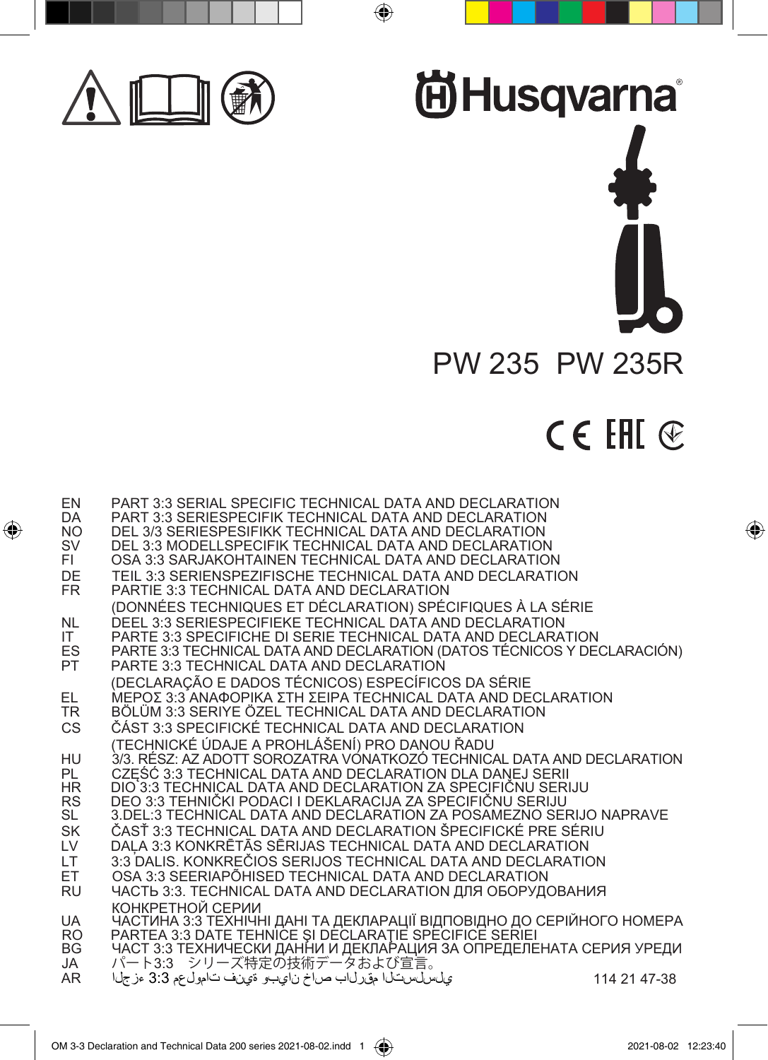# Husqvarna

# PW 235 PW 235R

| | |
|---|---|
| EN | PART 3:3 SERIAL SPECIFIC TECHNICAL DATA AND DECLARATION |
| DA | PART 3:3 SERIESPECIFIK TECHNICAL DATA AND DECLARATION |
| NO | DEL 3/3 SERIESPESIFIKK TECHNICAL DATA AND DECLARATION |
| SV | DEL 3:3 MODELLSPECIFIK TECHNICAL DATA AND DECLARATION |
| FI | OSA 3:3 SARJAKOHTAINEN TECHNICAL DATA AND DECLARATION |
| DE | TEIL 3:3 SERIENSPEZIFISCHE TECHNICAL DATA AND DECLARATION |
| FR | PARTIE 3:3 TECHNICAL DATA AND DECLARATION (DONNÉES TECHNIQUES ET DÉCLARATION) SPÉCIFIQUES À LA SÉRIE |
| NL | DEEL 3:3 SERIESPECIFIEKE TECHNICAL DATA AND DECLARATION |
| IT | PARTE 3:3 SPECIFICHE DI SERIE TECHNICAL DATA AND DECLARATION |
| ES | PARTE 3:3 TECHNICAL DATA AND DECLARATION (DATOS TÉCNICOS Y DECLARACIÓN) |
| PT | PARTE 3:3 TECHNICAL DATA AND DECLARATION (DECLARAÇÃO E DADOS TÉCNICOS) ESPECÍFICOS DA SÉRIE |
| EL | ΜΕΡΟΣ 3:3 ΑΝΑΦΟΡΙΚΑ ΣΤΗ ΣΕΙΡΑ TECHNICAL DATA AND DECLARATION |
| TR | BÖLÜM 3:3 SERIYE ÖZEL TECHNICAL DATA AND DECLARATION |
| CS | ČÁST 3:3 SPECIFICKÉ TECHNICAL DATA AND DECLARATION (TECHNICKÉ ÚDAJE A PROHLÁŠENÍ) PRO DANOU ŘADU |
| HU | 3/3. RÉSZ: AZ ADOTT SOROZATRA VONATKOZÓ TECHNICAL DATA AND DECLARATION |
| PL | CZĘŚĆ 3:3 TECHNICAL DATA AND DECLARATION DLA DANEJ SERII |
| HR | DIO 3:3 TECHNICAL DATA AND DECLARATION ZA SPECIFIČNU SERIJU |
| RS | DEO 3:3 TEHNIČKI PODACI I DEKLARACIJA ZA SPECIFIČNU SERIJU |
| SL | 3.DEL:3 TECHNICAL DATA AND DECLARATION ZA POSAMEZNO SERIJO NAPRAVE |
| SK | ČASŤ 3:3 TECHNICAL DATA AND DECLARATION ŠPECIFICKÉ PRE SÉRIU |
| LV | DAĻA 3:3 KONKRĒTĀS SĒRIJAS TECHNICAL DATA AND DECLARATION |
| LT | 3:3 DALIS. KONKREČIOS SERIJOS TECHNICAL DATA AND DECLARATION |
| ET | OSA 3:3 SEERIAPÕHISED TECHNICAL DATA AND DECLARATION |
| RU | ЧАСТЬ 3:3. TECHNICAL DATA AND DECLARATION ДЛЯ ОБОРУДОВАНИЯ КОНКРЕТНОЙ СЕРИИ |
| UA | ЧАСТИНА 3:3 ТЕХНІЧНІ ДАНІ ТА ДЕКЛАРАЦІЇ ВІДПОВІДНО ДО СЕРІЙНОГО НОМЕРА |
| RO | PARTEA 3:3 DATE TEHNICE ȘI DECLARAȚIE SPECIFICE SERIEI |
| BG | ЧАСТ 3:3 ТЕХНИЧЕСКИ ДАННИ И ДЕКЛАРАЦИЯ ЗА ОПРЕДЕЛЕНАТА СЕРИЯ УРЕДИ |
| JA | パート3:3　シリーズ特定の技術データおよび宣言。 |
| AR | الجزء 3:3 معلومات فنية وبيان خاص بالرقم التسلسلي |

114 21 47-38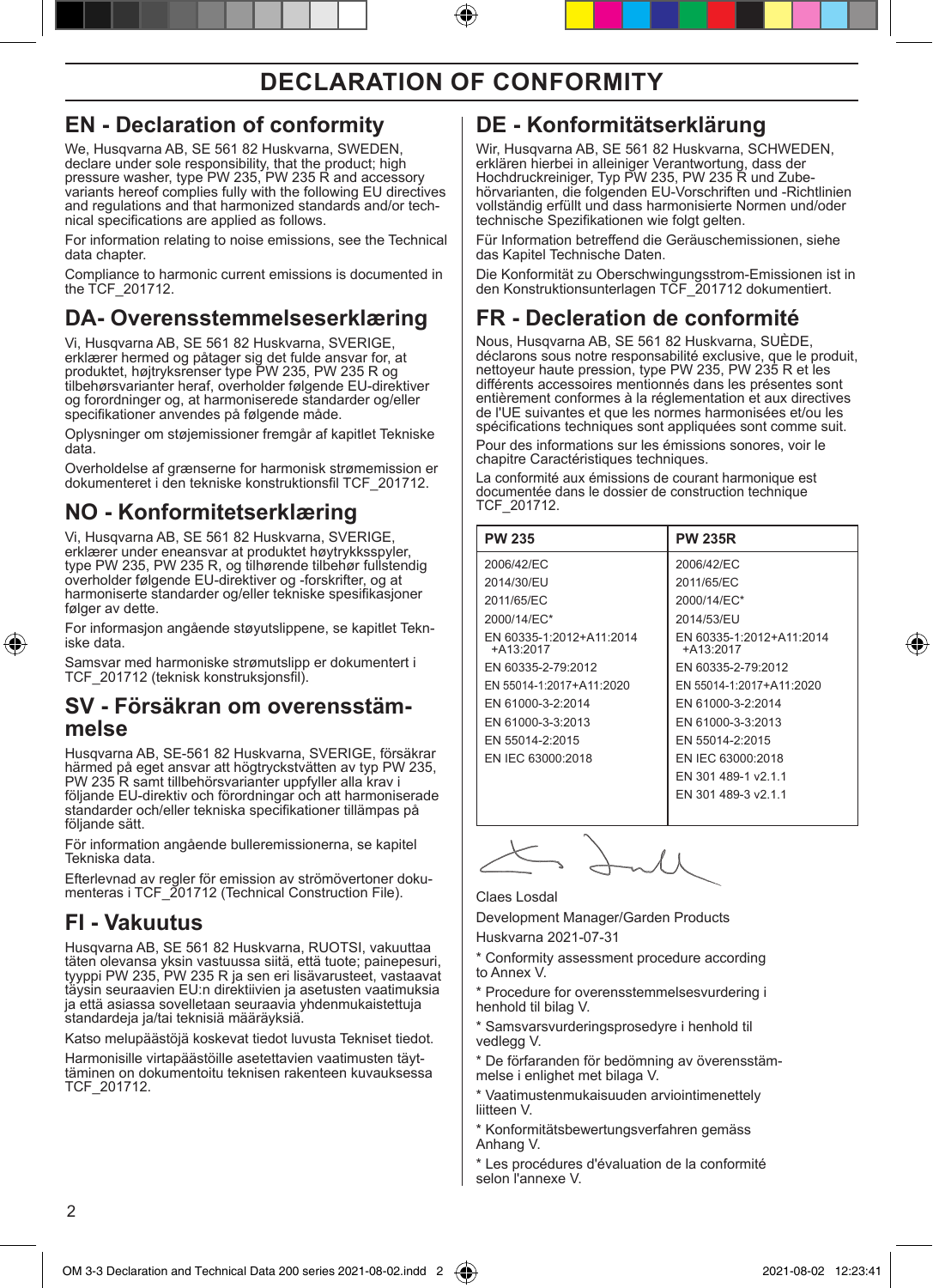# DECLARATION OF CONFORMITY

## EN - Declaration of conformity

We, Husqvarna AB, SE 561 82 Huskvarna, SWEDEN, declare under sole responsibility, that the product; high pressure washer, type PW 235, PW 235 R and accessory variants hereof complies fully with the following EU directives and regulations and that harmonized standards and/or technical specifications are applied as follows.

For information relating to noise emissions, see the Technical data chapter.

Compliance to harmonic current emissions is documented in the TCF_201712.

## DA- Overensstemmelseserklæring

Vi, Husqvarna AB, SE 561 82 Huskvarna, SVERIGE, erklærer hermed og påtager sig det fulde ansvar for, at produktet, højtryksrenser type PW 235, PW 235 R og tilbehørsvarianter heraf, overholder følgende EU-direktiver og forordninger og, at harmoniserede standarder og/eller specifikationer anvendes på følgende måde.

Oplysninger om støjemissioner fremgår af kapitlet Tekniske data.

Overholdelse af grænserne for harmonisk strømemission er dokumenteret i den tekniske konstruktionsfil TCF_201712.

## NO - Konformitetserklæring

Vi, Husqvarna AB, SE 561 82 Huskvarna, SVERIGE, erklærer under eneansvar at produktet høytrykksspyler, type PW 235, PW 235 R, og tilhørende tilbehør fullstendig overholder følgende EU-direktiver og -forskrifter, og at harmoniserte standarder og/eller tekniske spesifikasjoner følger av dette.

For informasjon angående støyutslippene, se kapitlet Tekniske data.

Samsvar med harmoniske strømutslipp er dokumentert i TCF_201712 (teknisk konstruksjonsfil).

## SV - Försäkran om överensstämmelse

Husqvarna AB, SE-561 82 Huskvarna, SVERIGE, försäkrar härmed på eget ansvar att högtryckstvätten av typ PW 235, PW 235 R samt tillbehörsvarianter uppfyller alla krav i följande EU-direktiv och förordningar och att harmoniserade standarder och/eller tekniska specifikationer tillämpas på följande sätt.

För information angående bulleremissionerna, se kapitel Tekniska data.

Efterlevnad av regler för emission av strömövertoner dokumenteras i TCF_201712 (Technical Construction File).

## FI - Vakuutus

Husqvarna AB, SE 561 82 Huskvarna, RUOTSI, vakuuttaa täten olevansa yksin vastuussa siitä, että tuote; painepesuri, tyyppi PW 235, PW 235 R ja sen eri lisävarusteet, vastaavat täysin seuraavien EU:n direktiivien ja asetusten vaatimuksia ja että asiassa sovelletaan seuraavia yhdenmukaistettuja standardeja ja/tai teknisiä määräyksiä.

Katso melupäästöjä koskevat tiedot luvusta Tekniset tiedot.

Harmonisille virtapäästöille asetettavien vaatimusten täyttäminen on dokumentoitu teknisen rakenteen kuvauksessa TCF_201712.

## DE - Konformitätserklärung

Wir, Husqvarna AB, SE 561 82 Huskvarna, SCHWEDEN, erklären hierbei in alleiniger Verantwortung, dass der Hochdruckreiniger, Typ PW 235, PW 235 R und Zubehörvarianten, die folgenden EU-Vorschriften und -Richtlinien vollständig erfüllt und dass harmonisierte Normen und/oder technische Spezifikationen wie folgt gelten.

Für Information betreffend die Geräuschemissionen, siehe das Kapitel Technische Daten.

Die Konformität zu Oberschwingungsstrom-Emissionen ist in den Konstruktionsunterlagen TCF_201712 dokumentiert.

## FR - Decleration de conformité

Nous, Husqvarna AB, SE 561 82 Huskvarna, SUÈDE, déclarons sous notre responsabilité exclusive, que le produit, nettoyeur haute pression, type PW 235, PW 235 R et les différents accessoires mentionnés dans les présentes sont entièrement conformes à la réglementation et aux directives de l'UE suivantes et que les normes harmonisées et/ou les spécifications techniques sont appliquées sont comme suit.

Pour des informations sur les émissions sonores, voir le chapitre Caractéristiques techniques.

La conformité aux émissions de courant harmonique est documentée dans le dossier de construction technique TCF_201712.

| PW 235 | PW 235R |
|---|---|
| 2006/42/EC | 2006/42/EC |
| 2014/30/EU | 2011/65/EC |
| 2011/65/EC | 2000/14/EC* |
| 2000/14/EC* | 2014/53/EU |
| EN 60335-1:2012+A11:2014 +A13:2017 | EN 60335-1:2012+A11:2014 +A13:2017 |
| EN 60335-2-79:2012 | EN 60335-2-79:2012 |
| EN 55014-1:2017+A11:2020 | EN 55014-1:2017+A11:2020 |
| EN 61000-3-2:2014 | EN 61000-3-2:2014 |
| EN 61000-3-3:2013 | EN 61000-3-3:2013 |
| EN 55014-2:2015 | EN 55014-2:2015 |
| EN IEC 63000:2018 | EN IEC 63000:2018 |
| | EN 301 489-1 v2.1.1 |
| | EN 301 489-3 v2.1.1 |

Claes Losdal

Development Manager/Garden Products

Huskvarna 2021-07-31

* Conformity assessment procedure according to Annex V.

* Procedure for overensstemmelsesvurdering i henhold til bilag V.

* Samsvarsvurderingsprosedyre i henhold til vedlegg V.

* De förfaranden för bedömning av överensstämmelse i enlighet met bilaga V.

* Vaatimustenmukaisuuden arviointimenettely liitteen V.

* Konformitätsbewertungsverfahren gemäss Anhang V.

* Les procédures d'évaluation de la conformité selon l'annexe V.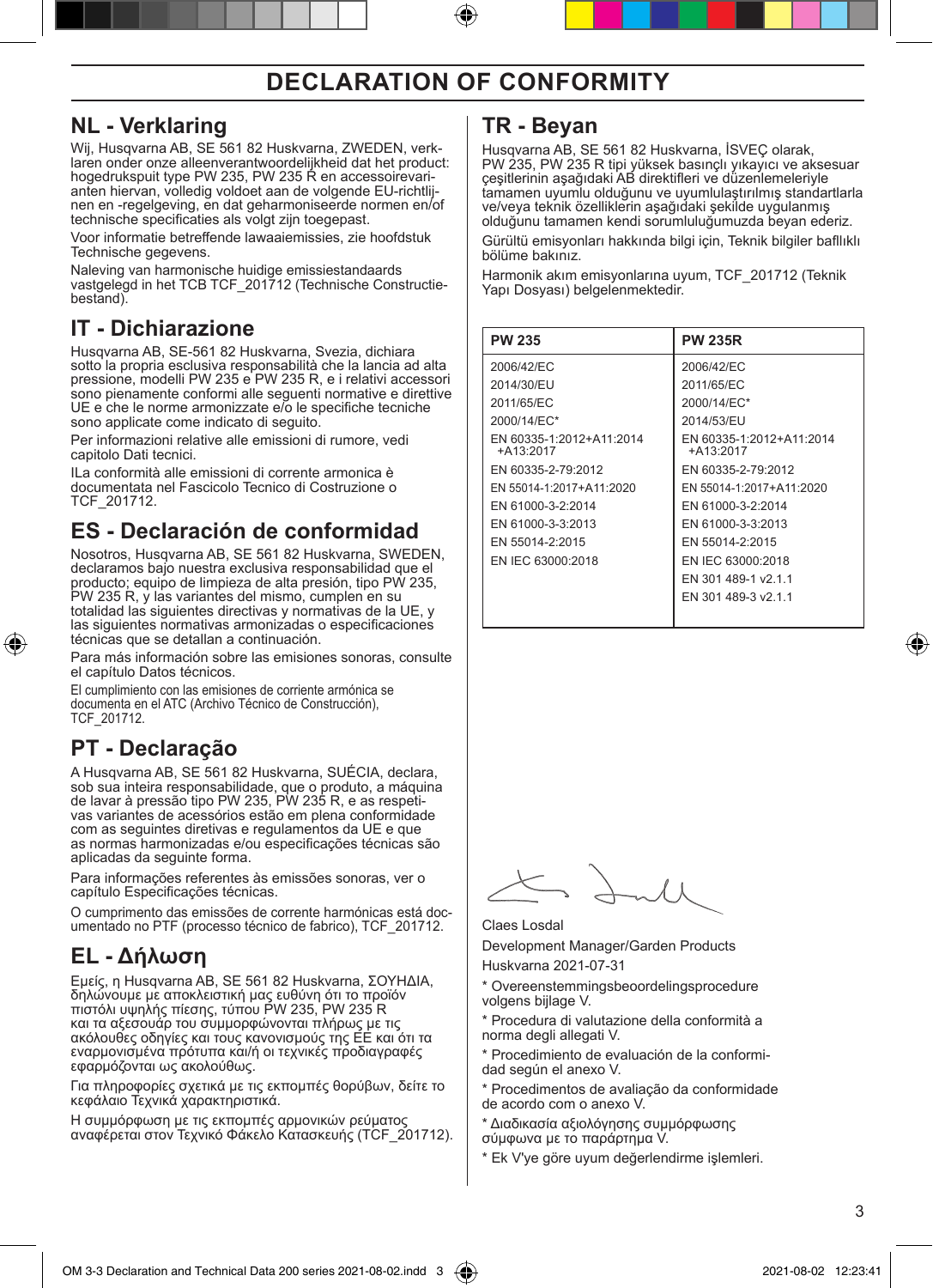# DECLARATION OF CONFORMITY

## NL - Verklaring

Wij, Husqvarna AB, SE 561 82 Huskvarna, ZWEDEN, verklaren onder onze alleenverantwoordelijkheid dat het product: hogedrukspuit type PW 235, PW 235 R en accessoirevarianten hiervan, volledig voldoet aan de volgende EU-richtlijnen en -regelgeving, en dat geharmoniseerde normen en/of technische specificaties als volgt zijn toegepast.

Voor informatie betreffende lawaaiemissies, zie hoofdstuk Technische gegevens.

Naleving van harmonische huidige emissiestandaards vastgelegd in het TCB TCF_201712 (Technische Constructiebestand).

## IT - Dichiarazione

Husqvarna AB, SE-561 82 Huskvarna, Svezia, dichiara sotto la propria esclusiva responsabilità che la lancia ad alta pressione, modelli PW 235 e PW 235 R, e i relativi accessori sono pienamente conformi alle seguenti normative e direttive UE e che le norme armonizzate e/o le specifiche tecniche sono applicate come indicato di seguito.

Per informazioni relative alle emissioni di rumore, vedi capitolo Dati tecnici.

ILa conformità alle emissioni di corrente armonica è documentata nel Fascicolo Tecnico di Costruzione o TCF_201712.

## ES - Declaración de conformidad

Nosotros, Husqvarna AB, SE 561 82 Huskvarna, SWEDEN, declaramos bajo nuestra exclusiva responsabilidad que el producto; equipo de limpieza de alta presión, tipo PW 235, PW 235 R, y las variantes del mismo, cumplen en su totalidad las siguientes directivas y normativas de la UE, y las siguientes normativas armonizadas o especificaciones técnicas que se detallan a continuación.

Para más información sobre las emisiones sonoras, consulte el capítulo Datos técnicos.

El cumplimiento con las emisiones de corriente armónica se documenta en el ATC (Archivo Técnico de Construcción), TCF_201712.

## PT - Declaração

A Husqvarna AB, SE 561 82 Huskvarna, SUÉCIA, declara, sob sua inteira responsabilidade, que o produto, a máquina de lavar à pressão tipo PW 235, PW 235 R, e as respetivas variantes de acessórios estão em plena conformidade com as seguintes diretivas e regulamentos da UE e que as normas harmonizadas e/ou especificações técnicas são aplicadas da seguinte forma.

Para informações referentes às emissões sonoras, ver o capítulo Especificações técnicas.

O cumprimento das emissões de corrente harmónicas está documentado no PTF (processo técnico de fabrico), TCF_201712.

## EL - Δήλωση

Εμείς, η Husqvarna AB, SE 561 82 Huskvarna, ΣΟΥΗΔΙΑ, δηλώνουμε με αποκλειστική μας ευθύνη ότι το προϊόν πιστόλι υψηλής πίεσης, τύπου PW 235, PW 235 R και τα αξεσουάρ του συμμορφώνονται πλήρως με τις ακόλουθες οδηγίες και τους κανονισμούς της ΕΕ και ότι τα εναρμονισμένα πρότυπα και/ή οι τεχνικές προδιαγραφές εφαρμόζονται ως ακολούθως.

Για πληροφορίες σχετικά με τις εκπομπές θορύβων, δείτε το κεφάλαιο Τεχνικά χαρακτηριστικά.

Η συμμόρφωση με τις εκπομπές αρμονικών ρεύματος αναφέρεται στον Τεχνικό Φάκελο Κατασκευής (TCF_201712).

## TR - Beyan

Husqvarna AB, SE 561 82 Huskvarna, İSVEÇ olarak, PW 235, PW 235 R tipi yüksek basınçlı yıkayıcı ve aksesuar çeşitlerinin aşağıdaki AB direktifleri ve düzenlemeleriyle tamamen uyumlu olduğunu ve uyumlulaştırılmış standartlarla ve/veya teknik özelliklerin aşağıdaki şekilde uygulanmış olduğunu tamamen kendi sorumluluğumuzda beyan ederiz.

Gürültü emisyonları hakkında bilgi için, Teknik bilgiler baflıklı bölüme bakınız.

Harmonik akım emisyonlarına uyum, TCF_201712 (Teknik Yapı Dosyası) belgelenmektedir.

| PW 235 | PW 235R |
|---|---|
| 2006/42/EC | 2006/42/EC |
| 2014/30/EU | 2011/65/EC |
| 2011/65/EC | 2000/14/EC* |
| 2000/14/EC* | 2014/53/EU |
| EN 60335-1:2012+A11:2014 +A13:2017 | EN 60335-1:2012+A11:2014 +A13:2017 |
| EN 60335-2-79:2012 | EN 60335-2-79:2012 |
| EN 55014-1:2017+A11:2020 | EN 55014-1:2017+A11:2020 |
| EN 61000-3-2:2014 | EN 61000-3-2:2014 |
| EN 61000-3-3:2013 | EN 61000-3-3:2013 |
| EN 55014-2:2015 | EN 55014-2:2015 |
| EN IEC 63000:2018 | EN IEC 63000:2018 |
| | EN 301 489-1 v2.1.1 |
| | EN 301 489-3 v2.1.1 |

Claes Losdal

Development Manager/Garden Products

Huskvarna 2021-07-31

\* Overeenstemmingsbeoordelingsprocedure volgens bijlage V.

\* Procedura di valutazione della conformità a norma degli allegati V.

\* Procedimiento de evaluación de la conformidad según el anexo V.

\* Procedimentos de avaliação da conformidade de acordo com o anexo V.

\* Διαδικασία αξιολόγησης συμμόρφωσης σύμφωνα με το παράρτημα V.

\* Ek V'ye göre uyum değerlendirme işlemleri.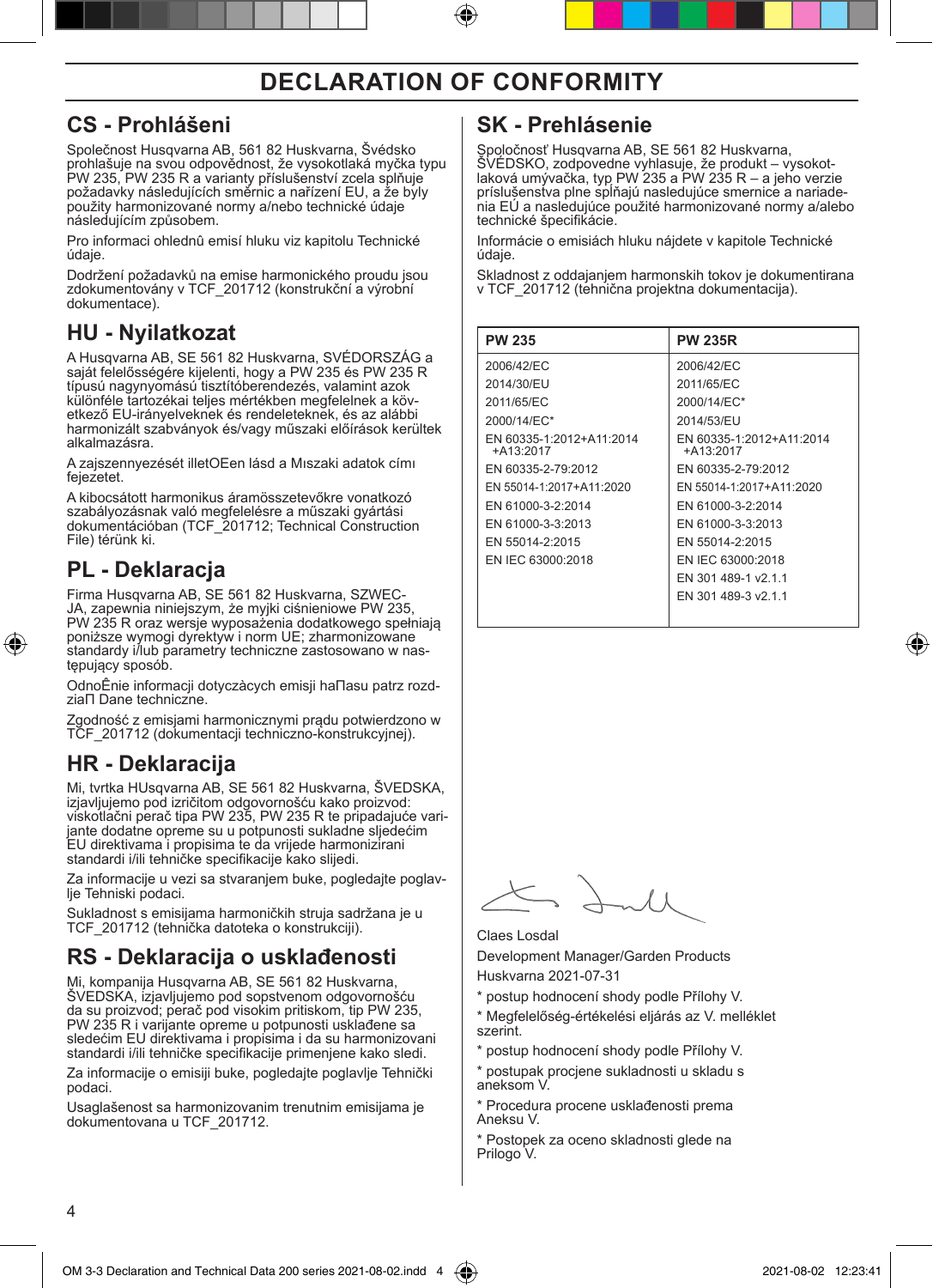# DECLARATION OF CONFORMITY

## CS - Prohlášeni

Společnost Husqvarna AB, 561 82 Huskvarna, Švédsko prohlašuje na svou odpovědnost, že vysokotlaká myčka typu PW 235, PW 235 R a varianty příslušenství zcela splňuje požadavky následujících směrnic a nařízení EU, a že byly použity harmonizované normy a/nebo technické údaje následujícím způsobem.

Pro informaci ohledně emisí hluku viz kapitolu Technické údaje.

Dodržení požadavků na emise harmonického proudu jsou zdokumentovány v TCF_201712 (konstrukční a výrobní dokumentace).

## HU - Nyilatkozat

A Husqvarna AB, SE 561 82 Huskvarna, SVÉDORSZÁG a saját felelősségére kijelenti, hogy a PW 235 és PW 235 R típusú nagynyomású tisztítóberendezés, valamint azok különféle tartozékai teljes mértékben megfelelnek a következő EU-irányelveknek és rendeleteknek, és az alábbi harmonizált szabványok és/vagy műszaki előírások kerültek alkalmazásra.

A zajszennyezését illetOEen lásd a Mıszaki adatok címı fejezetet.

A kibocsátott harmonikus áramösszetevőkre vonatkozó szabályozásnak való megfelelésre a műszaki gyártási dokumentációban (TCF_201712; Technical Construction File) térünk ki.

## PL - Deklaracja

Firma Husqvarna AB, SE 561 82 Huskvarna, SZWECJA, zapewnia niniejszym, że myjki ciśnieniowe PW 235, PW 235 R oraz wersje wyposażenia dodatkowego spełniają poniższe wymogi dyrektyw i norm UE; zharmonizowane standardy i/lub parametry techniczne zastosowano w następujący sposób.

OdnoÊnie informacji dotyczàcych emisji haΠasu patrz rozdziaΠ Dane techniczne.

Zgodność z emisjami harmonicznymi prądu potwierdzono w TCF_201712 (dokumentacji techniczno-konstrukcyjnej).

## HR - Deklaracija

Mi, tvrtka HUsqvarna AB, SE 561 82 Huskvarna, ŠVEDSKA, izjavljujemo pod izričitom odgovornošću kako proizvod: viskotlačni perač tipa PW 235, PW 235 R te pripadajuće varijante dodatne opreme su u potpunosti sukladne sljedećim EU direktivama i propisima te da vrijede harmonizirani standardi i/ili tehničke specifikacije kako slijedi.

Za informacije u vezi sa stvaranjem buke, pogledajte poglavlje Tehniski podaci.

Sukladnost s emisijama harmoničkih struja sadržana je u TCF_201712 (tehnička datoteka o konstrukciji).

## RS - Deklaracija o usklađenosti

Mi, kompanija Husqvarna AB, SE 561 82 Huskvarna, ŠVEDSKA, izjavljujemo pod sopstvenom odgovornošću da su proizvod; perač pod visokim pritiskom, tip PW 235, PW 235 R i varijante opreme u potpunosti usklađene sa sledećim EU direktivama i propisima i da su harmonizovani standardi i/ili tehničke specifikacije primenjene kako sledi.

Za informacije o emisiji buke, pogledajte poglavlje Tehnički podaci.

Usaglašenost sa harmonizovanim trenutnim emisijama je dokumentovana u TCF_201712.

## SK - Prehlásenie

Spoločnosť Husqvarna AB, SE 561 82 Huskvarna, ŠVÉDSKO, zodpovedne vyhlasuje, že produkt – vysokotlaková umývačka, typ PW 235 a PW 235 R – a jeho verzie príslušenstva plne spĺňajú nasledujúce smernice a nariadenia EÚ a nasledujúce použité harmonizované normy a/alebo technické špecifikácie.

Informácie o emisiách hluku nájdete v kapitole Technické údaje.

Skladnost z oddajanjem harmonskih tokov je dokumentirana v TCF_201712 (tehnična projektna dokumentacija).

| PW 235 | PW 235R |
|---|---|
| 2006/42/EC | 2006/42/EC |
| 2014/30/EU | 2011/65/EC |
| 2011/65/EC | 2000/14/EC* |
| 2000/14/EC* | 2014/53/EU |
| EN 60335-1:2012+A11:2014 +A13:2017 | EN 60335-1:2012+A11:2014 +A13:2017 |
| EN 60335-2-79:2012 | EN 60335-2-79:2012 |
| EN 55014-1:2017+A11:2020 | EN 55014-1:2017+A11:2020 |
| EN 61000-3-2:2014 | EN 61000-3-2:2014 |
| EN 61000-3-3:2013 | EN 61000-3-3:2013 |
| EN 55014-2:2015 | EN 55014-2:2015 |
| EN IEC 63000:2018 | EN IEC 63000:2018 |
| | EN 301 489-1 v2.1.1 |
| | EN 301 489-3 v2.1.1 |

Claes Losdal

Development Manager/Garden Products

Huskvarna 2021-07-31

\* postup hodnocení shody podle Přílohy V.

\* Megfelelőség-értékelési eljárás az V. melléklet szerint.

\* postup hodnocení shody podle Přílohy V.

\* postupak procjene sukladnosti u skladu s aneksom V.

\* Procedura procene usklađenosti prema Aneksu V.

\* Postopek za oceno skladnosti glede na Prilogo V.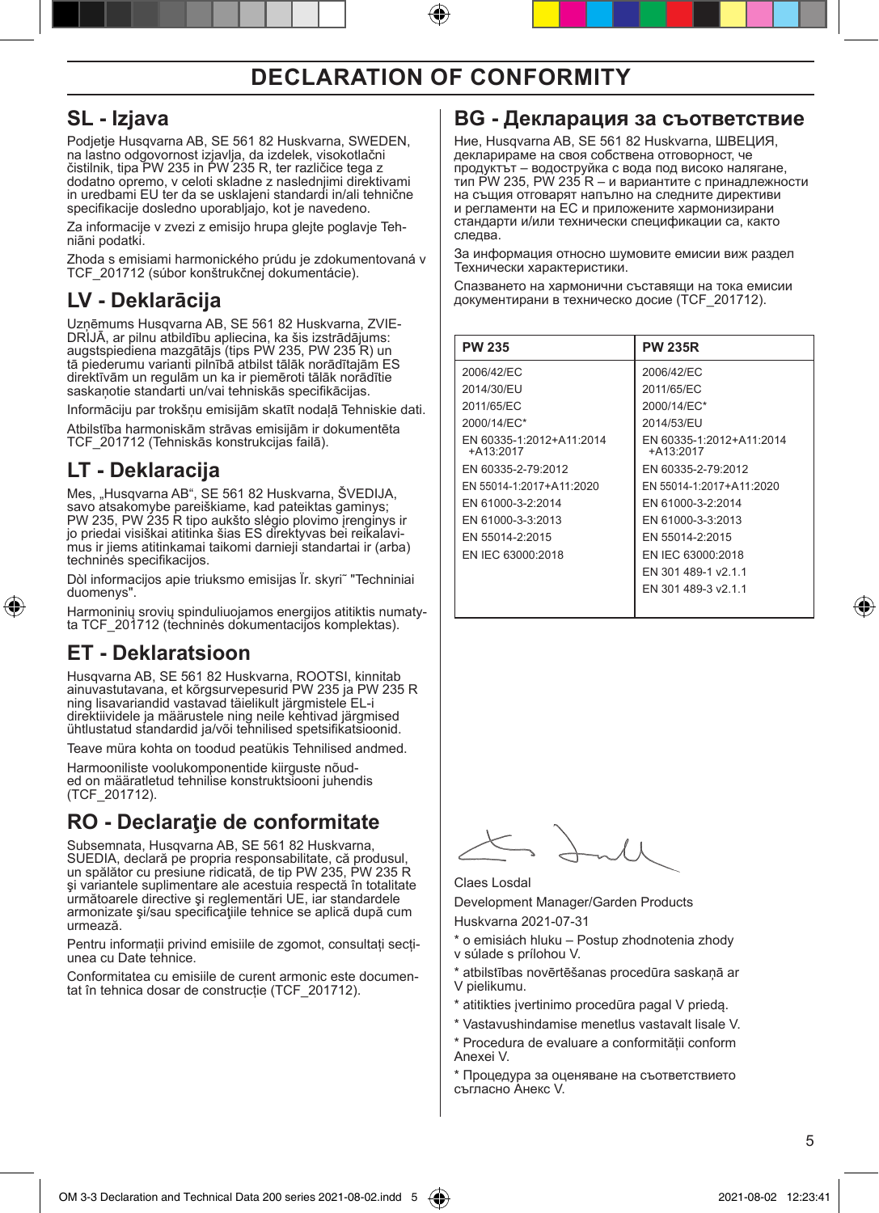# DECLARATION OF CONFORMITY

## SL - Izjava

Podjetje Husqvarna AB, SE 561 82 Huskvarna, SWEDEN, na lastno odgovornost izjavlja, da izdelek, visokotlačni čistilnik, tipa PW 235 in PW 235 R, ter različice tega z dodatno opremo, v celoti skladne z naslednjimi direktivami in uredbami EU ter da se usklajeni standardi in/ali tehnične specifikacije dosledno uporabljajo, kot je navedeno.

Za informacije v zvezi z emisijo hrupa glejte poglavje Tehniăni podatki.

Zhoda s emisiami harmonického prúdu je zdokumentovaná v TCF_201712 (súbor konštrukčnej dokumentácie).

## LV - Deklarācija

Uzņēmums Husqvarna AB, SE 561 82 Huskvarna, ZVIEDRIJĀ, ar pilnu atbildību apliecina, ka šis izstrādājums: augstspiediena mazgātājs (tips PW 235, PW 235 R) un tā piederumu varianti pilnībā atbilst tālāk norādītajām ES direktīvām un regulām un ka ir piemēroti tālāk norādītie saskaņotie standarti un/vai tehniskās specifikācijas.

Informāciju par trokšņu emisijām skatīt nodaļā Tehniskie dati.

Atbilstība harmoniskām strāvas emisijām ir dokumentēta TCF_201712 (Tehniskās konstrukcijas failā).

## LT - Deklaracija

Mes, „Husqvarna AB", SE 561 82 Huskvarna, ŠVEDIJA, savo atsakomybe pareiškiame, kad pateiktas gaminys; PW 235, PW 235 R tipo aukšto slėgio plovimo įrenginys ir jo priedai visiškai atitinka šias ES direktyvas bei reikalavimus ir jiems atitinkamai taikomi darnieji standartai ir (arba) techninės specifikacijos.

Dòl informacijos apie triuksmo emisijas Ïr. skyri˜ "Techniniai duomenys".

Harmoninių srovių spinduliuojamos energijos atitiktis numatyta TCF_201712 (techninės dokumentacijos komplektas).

## ET - Deklaratsioon

Husqvarna AB, SE 561 82 Huskvarna, ROOTSI, kinnitab ainuvastutavana, et kõrgsurvepesurid PW 235 ja PW 235 R ning lisavariandid vastavad täielikult järgmistele EL-i direktiividele ja määrustele ning neile kehtivad järgmised ühtlustatud standardid ja/või tehnilised spetsifikatsioonid.

Teave müra kohta on toodud peatükis Tehnilised andmed.

Harmooniliste voolukomponentide kiirguste nõuded on määratletud tehnilise konstruktsiooni juhendis (TCF_201712).

## RO - Declaraţie de conformitate

Subsemnata, Husqvarna AB, SE 561 82 Huskvarna, SUEDIA, declară pe propria responsabilitate, că produsul, un spălător cu presiune ridicată, de tip PW 235, PW 235 R şi variantele suplimentare ale acestuia respectă în totalitate următoarele directive şi reglementări UE, iar standardele armonizate şi/sau specificaţiile tehnice se aplică după cum urmează.

Pentru informaţii privind emisiile de zgomot, consultaţi secţiunea cu Date tehnice.

Conformitatea cu emisiile de curent armonic este documentat în tehnica dosar de construcţie (TCF_201712).

## BG - Декларация за съответствие

Ние, Husqvarna AB, SE 561 82 Huskvarna, ШВЕЦИЯ, декларираме на своя собствена отговорност, че продуктът – водоструйка с вода под високо налягане, тип PW 235, PW 235 R – и вариантите с принадлежности на същия отговарят напълно на следните директиви и регламенти на ЕС и приложените хармонизирани стандарти и/или технически спецификации са, както следва.

За информация относно шумовите емисии виж раздел Технически характеристики.

Спазването на хармонични съставящи на тока емисии документирани в техническо досие (TCF_201712).

| PW 235 | PW 235R |
|---|---|
| 2006/42/EC | 2006/42/EC |
| 2014/30/EU | 2011/65/EC |
| 2011/65/EC | 2000/14/EC* |
| 2000/14/EC* | 2014/53/EU |
| EN 60335-1:2012+A11:2014 +A13:2017 | EN 60335-1:2012+A11:2014 +A13:2017 |
| EN 60335-2-79:2012 | EN 60335-2-79:2012 |
| EN 55014-1:2017+A11:2020 | EN 55014-1:2017+A11:2020 |
| EN 61000-3-2:2014 | EN 61000-3-2:2014 |
| EN 61000-3-3:2013 | EN 61000-3-3:2013 |
| EN 55014-2:2015 | EN 55014-2:2015 |
| EN IEC 63000:2018 | EN IEC 63000:2018 |
| | EN 301 489-1 v2.1.1 |
| | EN 301 489-3 v2.1.1 |

Claes Losdal

Development Manager/Garden Products

Huskvarna 2021-07-31

\* o emisiách hluku – Postup zhodnotenia zhody v súlade s prílohou V.

\* atbilstības novērtēšanas procedūra saskaņā ar V pielikumu.

\* atitikties įvertinimo procedūra pagal V priedą.

\* Vastavushindamise menetlus vastavalt lisale V.

\* Procedura de evaluare a conformităţii conform Anexei V.

\* Процедура за оценяване на съответствието съгласно Анекс V.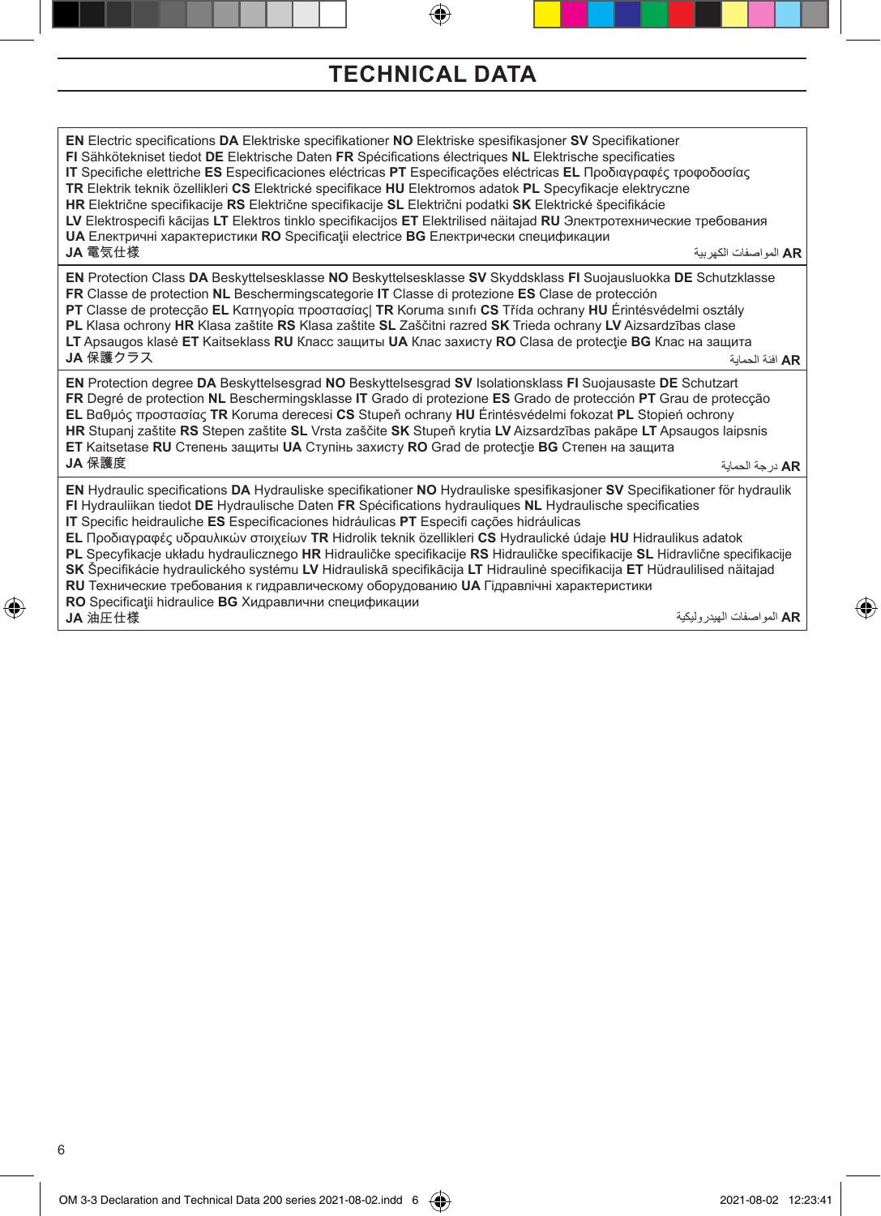# TECHNICAL DATA

| |
|---|
| **EN** Electric specifications **DA** Elektriske specifikationer **NO** Elektriske spesifikasjoner **SV** Specifikationer **FI** Sähkötekniset tiedot **DE** Elektrische Daten **FR** Spécifications électriques **NL** Elektrische specificaties **IT** Specifiche elettriche **ES** Especificaciones eléctricas **PT** Especificações eléctricas **EL** Προδιαγραφές τροφοδοσίας **TR** Elektrik teknik özellikleri **CS** Elektrické specifikace **HU** Elektromos adatok **PL** Specyfikacje elektryczne **HR** Električne specifikacije **RS** Električne specifikacije **SL** Električni podatki **SK** Elektrické špecifikácie **LV** Elektrospecifi kācijas **LT** Elektros tinklo specifikacijos **ET** Elektrilised näitajad **RU** Электротехнические требования **UA** Електричні характеристики **RO** Specificaţii electrice **BG** Електрически спецификации **JA** 電気仕様 **AR** المواصفات الكهربية |
| **EN** Protection Class **DA** Beskyttelsesklasse **NO** Beskyttelsesklasse **SV** Skyddsklass **FI** Suojausluokka **DE** Schutzklasse **FR** Classe de protection **NL** Beschermingscategorie **IT** Classe di protezione **ES** Clase de protección **PT** Classe de protecção **EL** Κατηγορία προστασίας\| **TR** Koruma sınıfı **CS** Třída ochrany **HU** Érintésvédelmi osztály **PL** Klasa ochrony **HR** Klasa zaštite **RS** Klasa zaštite **SL** Zaščitni razred **SK** Trieda ochrany **LV** Aizsardzības clase **LT** Apsaugos klasė **ET** Kaitseklass **RU** Класс защиты **UA** Клас захисту **RO** Clasa de protecţie **BG** Клас на защита **JA** 保護クラス **AR** فئة الحماية |
| **EN** Protection degree **DA** Beskyttelsesgrad **NO** Beskyttelsesgrad **SV** Isolationsklass **FI** Suojausaste **DE** Schutzart **FR** Degré de protection **NL** Beschermingsklasse **IT** Grado di protezione **ES** Grado de protección **PT** Grau de protecção **EL** Βαθμός προστασίας **TR** Koruma derecesi **CS** Stupeň ochrany **HU** Érintésvédelmi fokozat **PL** Stopień ochrony **HR** Stupanj zaštite **RS** Stepen zaštite **SL** Vrsta zaščite **SK** Stupeň krytia **LV** Aizsardzības pakāpe **LT** Apsaugos laipsnis **ET** Kaitsetase **RU** Степень защиты **UA** Ступінь захисту **RO** Grad de protecţie **BG** Степен на защита **JA** 保護度 **AR** درجة الحماية |
| **EN** Hydraulic specifications **DA** Hydrauliske specifikationer **NO** Hydrauliske spesifikasjoner **SV** Specifikationer för hydraulik **FI** Hydrauliikan tiedot **DE** Hydraulische Daten **FR** Spécifications hydrauliques **NL** Hydraulische specificaties **IT** Specific heidrauliche **ES** Especificaciones hidráulicas **PT** Especifi cações hidráulicas **EL** Προδιαγραφές υδραυλικών στοιχείων **TR** Hidrolik teknik özellikleri **CS** Hydraulické údaje **HU** Hidraulikus adatok **PL** Specyfikacje układu hydraulicznego **HR** Hidrauličke specifikacije **RS** Hidrauličke specifikacije **SL** Hidravlične specifikacije **SK** Špecifikácie hydraulického systému **LV** Hidrauliskā specifikācija **LT** Hidraulinė specifikacija **ET** Hüdraulilised näitajad **RU** Технические требования к гидравлическому оборудованию **UA** Гідравлічні характеристики **RO** Specificaţii hidraulice **BG** Хидравлични спецификации **JA** 油圧仕様 **AR** المواصفات الهيدروليكية |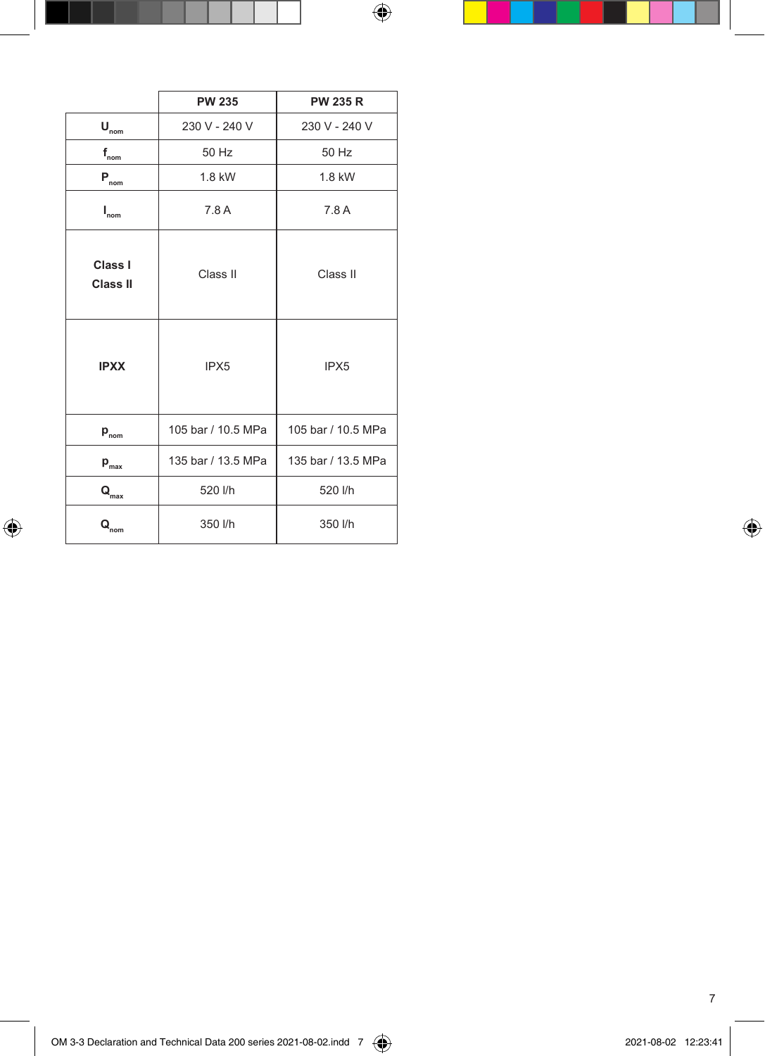| | PW 235 | PW 235 R |
|---|---|---|
| $U_{nom}$ | 230 V - 240 V | 230 V - 240 V |
| $f_{nom}$ | 50 Hz | 50 Hz |
| $P_{nom}$ | 1.8 kW | 1.8 kW |
| $I_{nom}$ | 7.8 A | 7.8 A |
| **Class I Class II** | Class II | Class II |
| **IPXX** | IPX5 | IPX5 |
| $p_{nom}$ | 105 bar / 10.5 MPa | 105 bar / 10.5 MPa |
| $p_{max}$ | 135 bar / 13.5 MPa | 135 bar / 13.5 MPa |
| $Q_{max}$ | 520 l/h | 520 l/h |
| $Q_{nom}$ | 350 l/h | 350 l/h |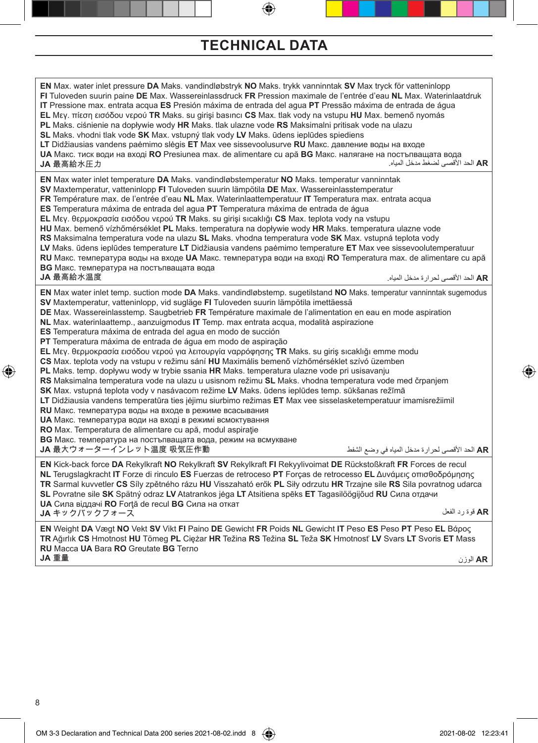# TECHNICAL DATA

| |
|---|
| **EN** Max. water inlet pressure **DA** Maks. vandindløbstryk **NO** Maks. trykk vanninntak **SV** Max tryck för vatteninlopp **FI** Tuloveden suurin paine **DE** Max. Wassereinlassdruck **FR** Pression maximale de l'entrée d'eau **NL** Max. Waterinlaatdruk **IT** Pressione max. entrata acqua **ES** Presión máxima de entrada del agua **PT** Pressão máxima de entrada de água **EL** Μεγ. πίεση εισόδου νερού **TR** Maks. su girişi basıncı **CS** Max. tlak vody na vstupu **HU** Max. bemenő nyomás **PL** Maks. ciśnienie na dopływie wody **HR** Maks. tlak ulazne vode **RS** Maksimalni pritisak vode na ulazu **SL** Maks. vhodni tlak vode **SK** Max. vstupný tlak vody **LV** Maks. ūdens ieplūdes spiediens **LT** Didžiausias vandens paėmimo slėgis **ET** Max vee sissevoolusurve **RU** Макс. давление воды на входе **UA** Макс. тиск води на вході **RO** Presiunea max. de alimentare cu apă **BG** Макс. налягане на постъпващата вода **JA** 最高給水圧力 **AR** الحد الأقصى لضغط مدخل المياه. |
| **EN** Max water inlet temperature **DA** Maks. vandindløbstemperatur **NO** Maks. temperatur vanninntak **SV** Maxtemperatur, vatteninlopp **FI** Tuloveden suurin lämpötila **DE** Max. Wassereinlasstemperatur **FR** Température max. de l'entrée d'eau **NL** Max. Waterinlaattemperatuur **IT** Temperatura max. entrata acqua **ES** Temperatura máxima de entrada del agua **PT** Temperatura máxima de entrada de água **EL** Μεγ. θερμοκρασία εισόδου νερού **TR** Maks. su girişi sıcaklığı **CS** Max. teplota vody na vstupu **HU** Max. bemenő vízhőmérséklet **PL** Maks. temperatura na dopływie wody **HR** Maks. temperatura ulazne vode **RS** Maksimalna temperatura vode na ulazu **SL** Maks. vhodna temperatura vode **SK** Max. vstupná teplota vody **LV** Maks. ūdens ieplūdes temperatūre **LT** Didžiausia vandens paėmimo temperatūre **ET** Max vee sissevoolutemperatuur **RU** Макс. температура воды на входе **UA** Макс. температура води на вході **RO** Temperatura max. de alimentare cu apă **BG** Макс. температура на постъпващата вода **JA** 最高給水温度 **AR** الحد الأقصى لحرارة مدخل المياه. |
| **EN** Max water inlet temp. suction mode **DA** Maks. vandindløbstemp. sugetilstand **NO** Maks. temperatur vanninntak sugemodus **SV** Maxtemperatur, vatteninlopp, vid sugläge **FI** Tuloveden suurin lämpötila imettäessä **DE** Max. Wassereinlasstemp. Saugbetrieb **FR** Température maximale de l'alimentation en eau en mode aspiration **NL** Max. waterinlaattemp., aanzuigmodus **IT** Temp. max entrata acqua, modalità aspirazione **ES** Temperatura máxima de entrada del agua en modo de succión **PT** Temperatura máxima de entrada de água em modo de aspiração **EL** Μεγ. θερμοκρασία εισόδου νερού για λειτουργία ναρρόφησης **TR** Maks. su giriş sıcaklığı emme modu **CS** Max. teplota vody na vstupu v režimu sání **HU** Maximális bemenő vízhőmérséklet szívó üzemben **PL** Maks. temp. dopływu wody w trybie ssania **HR** Maks. temperatura ulazne vode pri usisavanju **RS** Maksimalna temperatura vode na ulazu u usisnom režimu **SL** Maks. vhodna temperatura vode med črpanjem **SK** Max. vstupná teplota vody v nasávacom režime **LV** Maks. ūdens ieplūdes temp. sūkšanas režīmā **LT** Didžiausia vandens temperatūra ties įėjimu siurbimo režimas **ET** Max vee sisselasketemperatuur imamisrežiimil **RU** Макс. температура воды на входе в режиме всасывания **UA** Макс. температура води на вході в режимі всмоктування **RO** Max. Temperatura de alimentare cu apă, modul aspiraţie **BG** Макс. температура на постъпващата вода, режим на всмукване **JA** 最大ウォーターインレット温度 吸気圧作動 **AR** الحد الأقصى لحرارة مدخل المياه في وضع الشفط |
| **EN** Kick-back force **DA** Rekylkraft **NO** Rekylkraft **SV** Rekylkraft **FI** Rekyylivoimat **DE** Rückstoßkraft **FR** Forces de recul **NL** Terugslagkracht **IT** Forze di rinculo **ES** Fuerzas de retroceso **PT** Forças de retrocesso **EL** Δυνάμεις οπισθοδρόμησης **TR** Sarmal kuvvetler **CS** Síly zpětného rázu **HU** Visszaható erők **PL** Siły odrzutu **HR** Trzajne sile **RS** Sila povratnog udarca **SL** Povratne sile **SK** Spätný odraz **LV** Atatrankos jėga **LT** Atsitiena spēks **ET** Tagasilöögijõud **RU** Сила отдачи **UA** Сила віддачі **RO** Forţă de recul **BG** Сила на откат **JA** キックバックフォース **AR** قوة رد الفعل |
| **EN** Weight **DA** Vægt **NO** Vekt **SV** Vikt **FI** Paino **DE** Gewicht **FR** Poids **NL** Gewicht **IT** Peso **ES** Peso **PT** Peso **EL** Βάρος **TR** Ağırlık **CS** Hmotnost **HU** Tömeg **PL** Ciężar **HR** Težina **RS** Težina **SL** Teža **SK** Hmotnosť **LV** Svars **LT** Svoris **ET** Mass **RU** Масса **UA** Вага **RO** Greutate **BG** Тегло **JA** 重量 **AR** الوزن |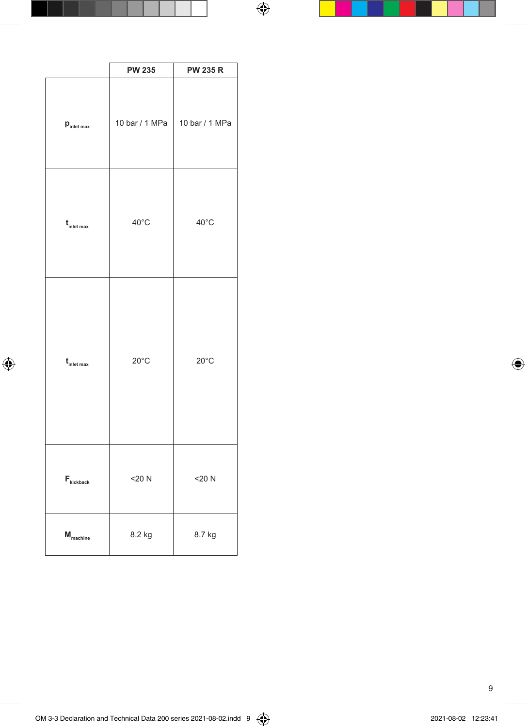| | PW 235 | PW 235 R |
|---|---|---|
| $p_{inlet\ max}$ | 10 bar / 1 MPa | 10 bar / 1 MPa |
| $t_{inlet\ max}$ | 40°C | 40°C |
| $t_{inlet\ max}$ | 20°C | 20°C |
| $F_{kickback}$ | <20 N | <20 N |
| $M_{machine}$ | 8.2 kg | 8.7 kg |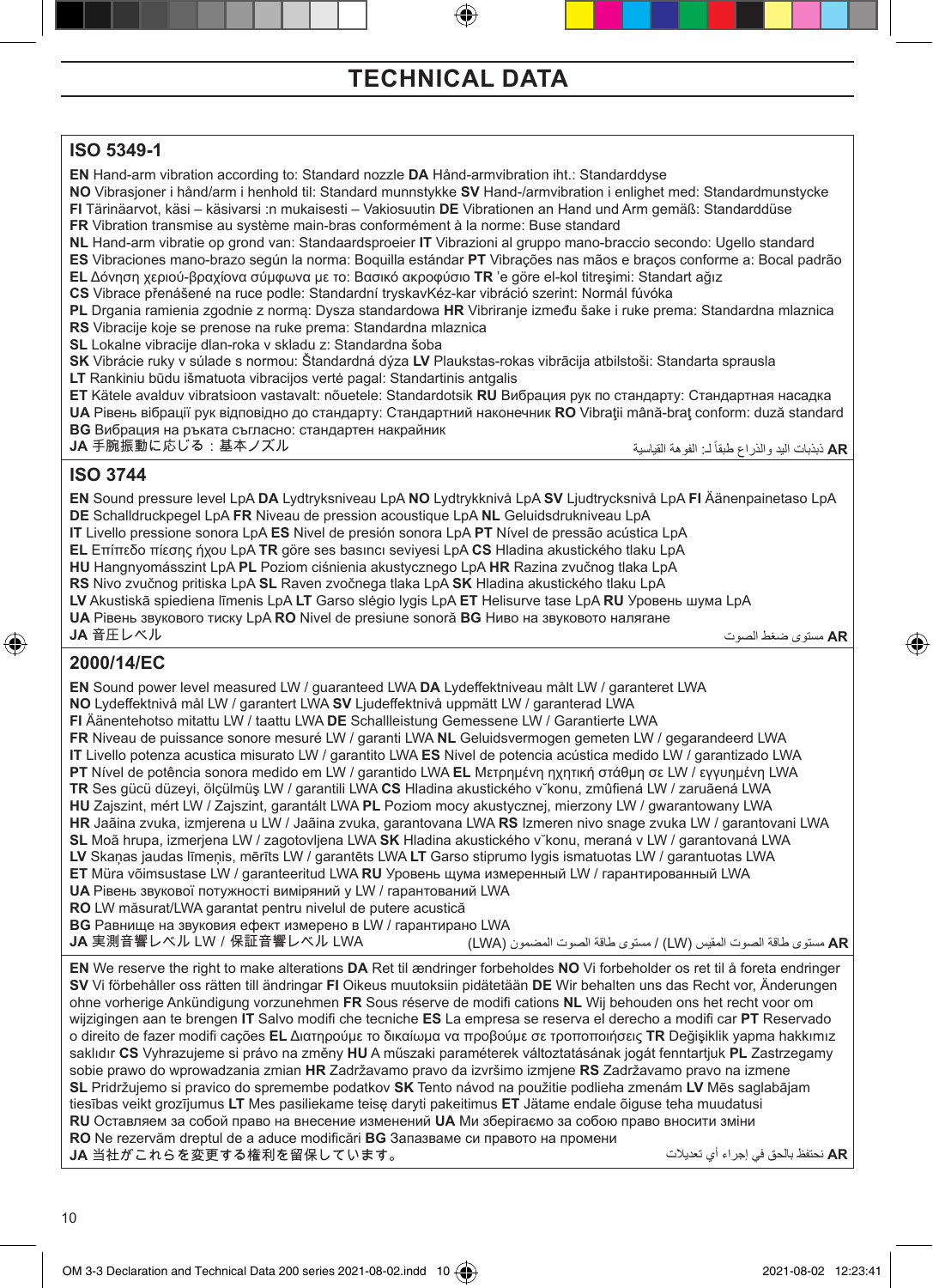# TECHNICAL DATA

## ISO 5349-1

**EN** Hand-arm vibration according to: Standard nozzle **DA** Hånd-armvibration iht.: Standarddyse
**NO** Vibrasjoner i hånd/arm i henhold til: Standard munnstykke **SV** Hand-/armvibration i enlighet med: Standardmunstycke
**FI** Tärinäarvot, käsi – käsivarsi :n mukaisesti – Vakiosuutin **DE** Vibrationen an Hand und Arm gemäß: Standarddüse
**FR** Vibration transmise au système main-bras conformément à la norme: Buse standard
**NL** Hand-arm vibratie op grond van: Standaardsproeier **IT** Vibrazioni al gruppo mano-braccio secondo: Ugello standard
**ES** Vibraciones mano-brazo según la norma: Boquilla estándar **PT** Vibrações nas mãos e braços conforme a: Bocal padrão
**EL** Δόνηση χεριού-βραχίονα σύμφωνα με το: Βασικό ακροφύσιο **TR** 'e göre el-kol titreşimi: Standart ağız
**CS** Vibrace přenášené na ruce podle: Standardní trysk**a**Kéz-kar vibráció szerint: Normál fúvóka
**PL** Drgania ramienia zgodnie z normą: Dysza standardowa **HR** Vibriranje između šake i ruke prema: Standardna mlaznica
**RS** Vibracije koje se prenose na ruke prema: Standardna mlaznica
**SL** Lokalne vibracije dlan-roka v skladu z: Standardna šoba
**SK** Vibrácie ruky v súlade s normou: Štandardná dýza **LV** Plaukstas-rokas vibrācija atbilstoši: Standarta sprausla
**LT** Rankiniu būdu išmatuota vibracijos vertė pagal: Standartinis antgalis
**ET** Kätele avalduv vibratsioon vastavalt: nõuetele: Standardotsik **RU** Вибрация рук по стандарту: Стандартная насадка
**UA** Рівень вібрації рук відповідно до стандарту: Стандартний наконечник **RO** Vibraţii mână-braţ conform: duză standard
**BG** Вибрация на ръката съгласно: стандартен накрайник
**JA** 手腕振動に応じる：基本ノズル
**AR** ذبذبات اليد والذراع طبقاً لـ: الفوهة القياسية

## ISO 3744

**EN** Sound pressure level LpA **DA** Lydtryksniveau LpA **NO** Lydtrykknivå LpA **SV** Ljudtrycksnivå LpA **FI** Äänenpainetaso LpA
**DE** Schalldruckpegel LpA **FR** Niveau de pression acoustique LpA **NL** Geluidsdrukniveau LpA
**IT** Livello pressione sonora LpA **ES** Nivel de presión sonora LpA **PT** Nível de pressão acústica LpA
**EL** Επίπεδο πίεσης ήχου LpA **TR** göre ses basıncı seviyesi LpA **CS** Hladina akustického tlaku LpA
**HU** Hangnyomásszint LpA **PL** Poziom ciśnienia akustycznego LpA **HR** Razina zvučnog tlaka LpA
**RS** Nivo zvučnog pritiska LpA **SL** Raven zvočnega tlaka LpA **SK** Hladina akustického tlaku LpA
**LV** Akustiskā spiediena līmenis LpA **LT** Garso slėgio lygis LpA **ET** Helisurve tase LpA **RU** Уровень шума LpA
**UA** Рівень звукового тиску LpA **RO** Nivel de presiune sonoră **BG** Ниво на звуковото налягане
**JA** 音圧レベル
**AR** مستوى ضغط الصوت

## 2000/14/EC

**EN** Sound power level measured LW / guaranteed LWA **DA** Lydeffektniveau målt LW / garanteret LWA
**NO** Lydeffektnivå målt LW / garantert LWA **SV** Ljudeffektnivå uppmätt LW / garanterad LWA
**FI** Äänentehotso mitattu LW / taattu LWA **DE** Schallleistung Gemessene LW / Garantierte LWA
**FR** Niveau de puissance sonore mesuré LW / garanti LWA **NL** Geluidsvermogen gemeten LW / gegarandeerd LWA
**IT** Livello potenza acustica misurato LW / garantito LWA **ES** Nivel de potencia acústica medido LW / garantizado LWA
**PT** Nível de potência sonora medido em LW / garantido LWA **EL** Μετρημένη ηχητική στάθμη σε LW / εγγυημένη LWA
**TR** Ses gücü düzeyi, ölçülmüş LW / garantili LWA **CS** Hladina akustického v˘konu, zmûfiená LW / zaruãená LWA
**HU** Zajszint, mért LW / Zajszint, garantált LWA **PL** Poziom mocy akustycznej, mierzony LW / gwarantowany LWA
**HR** Jaãina zvuka, izmjerena u LW / Jaãina zvuka, garantovana LWA **RS** Izmeren nivo snage zvuka LW / garantovani LWA
**SL** Moã hrupa, izmerjena LW / zagotovljena LWA **SK** Hladina akustického v˘konu, meraná v LW / garantovaná LWA
**LV** Skaņas jaudas līmeņis, mērīts LW / garantēts LWA **LT** Garso stiprumo lygis ismatuotas LW / garantuotas LWA
**ET** Müra võimsustase LW / garanteeritud LWA **RU** Уровень шума измеренный LW / гарантированный LWA
**UA** Рівень звукової потужності вимiряний у LW / гарантований LWA
**RO** LW măsurat/LWA garantat pentru nivelul de putere acustică
**BG** Равнище на звуковия ефект измерено в LW / гарантирано LWA
**JA** 実測音響レベル LW / 保証音響レベル LWA
**AR** مستوى طاقة الصوت المقيس (LW) / مستوى طاقة الصوت المضمون (LWA)

**EN** We reserve the right to make alterations **DA** Ret til ændringer forbeholdes **NO** Vi forbeholder os ret til å foreta endringer **SV** Vi förbehåller oss rätten till ändringar **FI** Oikeus muutoksiin pidätetään **DE** Wir behalten uns das Recht vor, Änderungen ohne vorherige Ankündigung vorzunehmen **FR** Sous réserve de modifi cations **NL** Wij behouden ons het recht voor om wijzigingen aan te brengen **IT** Salvo modifi che tecniche **ES** La empresa se reserva el derecho a modifi car **PT** Reservado o direito de fazer modifi cações **EL** Διατηρούμε το δικαίωμα να προβούμε σε τροποποιήσεις **TR** Değişiklik yapma hakkımız saklıdır **CS** Vyhrazujeme si právo na změny **HU** A műszaki paraméterek változtatásának jogát fenntartjuk **PL** Zastrzegamy sobie prawo do wprowadzania zmian **HR** Zadržavamo pravo da izvršimo izmjene **RS** Zadržavamo pravo na izmene **SL** Pridržujemo si pravico do sprememb podatkov **SK** Tento návod na použitie podlieha zmenám **LV** Mēs saglabājam tiesības veikt grozījumus **LT** Mes pasiliekame teisę daryti pakeitimus **ET** Jätame endale õiguse teha muudatusi **RU** Оставляем за собой право на внесение изменений **UA** Ми зберігаємо за собою право вносити зміни **RO** Ne rezervăm dreptul de a aduce modificări **BG** Запазваме си правото на промени
**JA** 当社がこれらを変更する権利を留保しています。
**AR** نحتفظ بالحق في إجراء أي تعديلات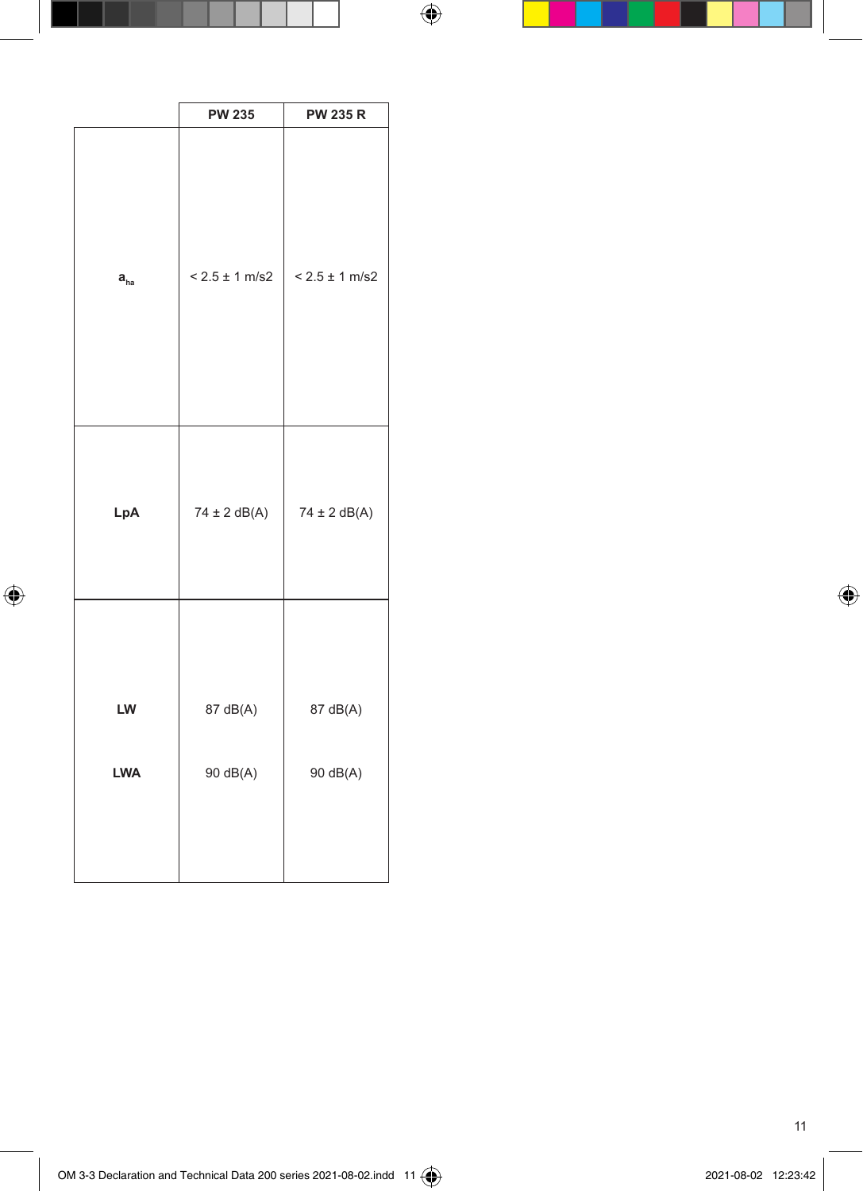| | PW 235 | PW 235 R |
|---|---|---|
| $a_{ha}$ | < 2.5 ± 1 m/s2 | < 2.5 ± 1 m/s2 |
| LpA | 74 ± 2 dB(A) | 74 ± 2 dB(A) |
| LW | 87 dB(A) | 87 dB(A) |
| LWA | 90 dB(A) | 90 dB(A) |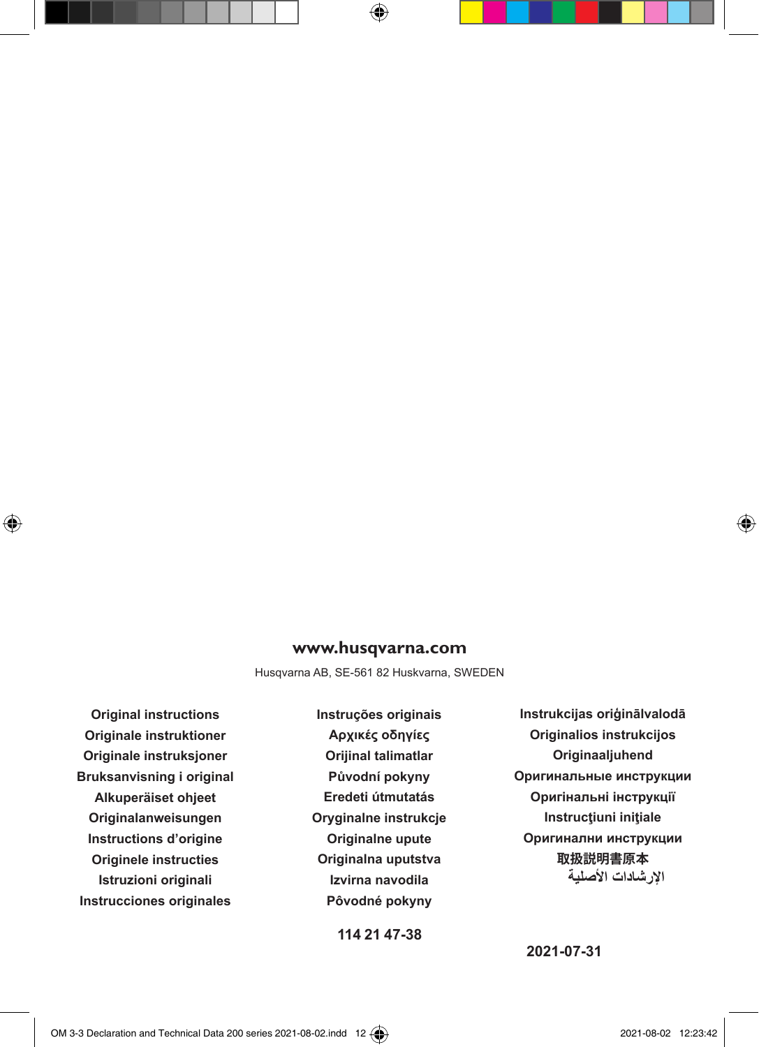**www.husqvarna.com**

Husqvarna AB, SE-561 82 Huskvarna, SWEDEN

**Original instructions**
**Originale instruktioner**
**Originale instruksjoner**
**Bruksanvisning i original**
**Alkuperäiset ohjeet**
**Originalanweisungen**
**Instructions d'origine**
**Originele instructies**
**Istruzioni originali**
**Instrucciones originales**
**Instruções originais**
**Αρχικές οδηγίες**
**Orijinal talimatlar**
**Původní pokyny**
**Eredeti útmutatás**
**Oryginalne instrukcje**
**Originalne upute**
**Originalna uputstva**
**Izvirna navodila**
**Pôvodné pokyny**
**Instrukcijas oriģinālvalodā**
**Originalios instrukcijos**
**Originaaljuhend**
**Оригинальные инструкции**
**Оригінальні інструкції**
**Instrucţiuni iniţiale**
**Оригинални инструкции**
**取扱説明書原本**
**الإرشادات الأصلية**

**114 21 47-38**

**2021-07-31**